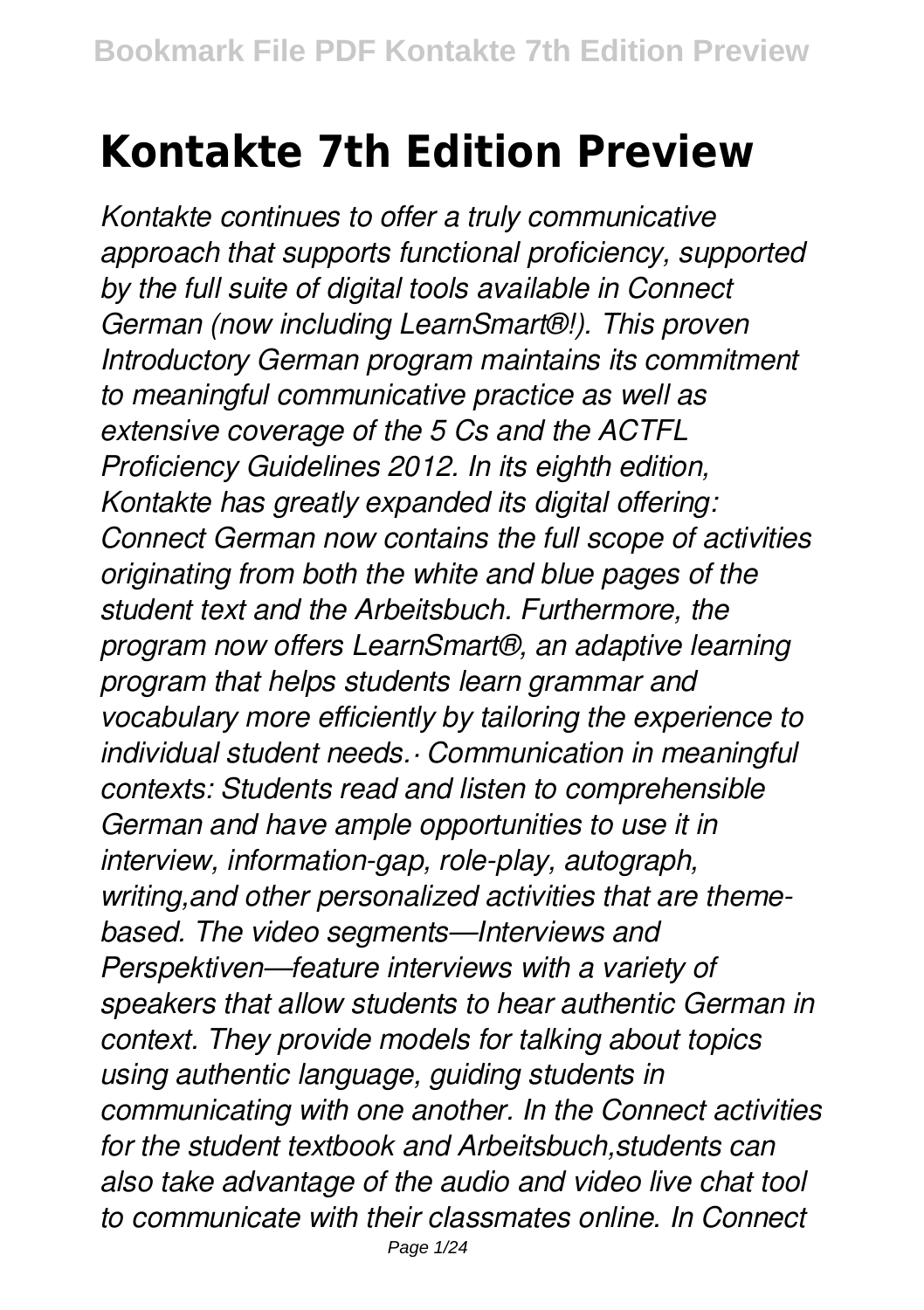# Kontakte 7th Edition Preview

*Kontakte continues to offer a truly communicative approach that supports functional proficiency, supported by the full suite of digital tools available in Connect German (now including LearnSmart®!). This proven Introductory German program maintains its commitment to meaningful communicative practice as well as extensive coverage of the 5 Cs and the ACTFL Proficiency Guidelines 2012. In its eighth edition, Kontakte has greatly expanded its digital offering: Connect German now contains the full scope of activities originating from both the white and blue pages of the student text and the Arbeitsbuch. Furthermore, the program now offers LearnSmart®, an adaptive learning program that helps students learn grammar and vocabulary more efficiently by tailoring the experience to individual student needs.· Communication in meaningful contexts: Students read and listen to comprehensible German and have ample opportunities to use it in interview, information-gap, role-play, autograph, writing,and other personalized activities that are theme-based. The video segments—Interviews and Perspektiven—feature interviews with a variety of speakers that allow students to hear authentic German in context. They provide models for talking about topics using authentic language, guiding students in communicating with one another. In the Connect activities for the student textbook and Arbeitsbuch,students can also take advantage of the audio and video live chat tool to communicate with their classmates online. In Connect*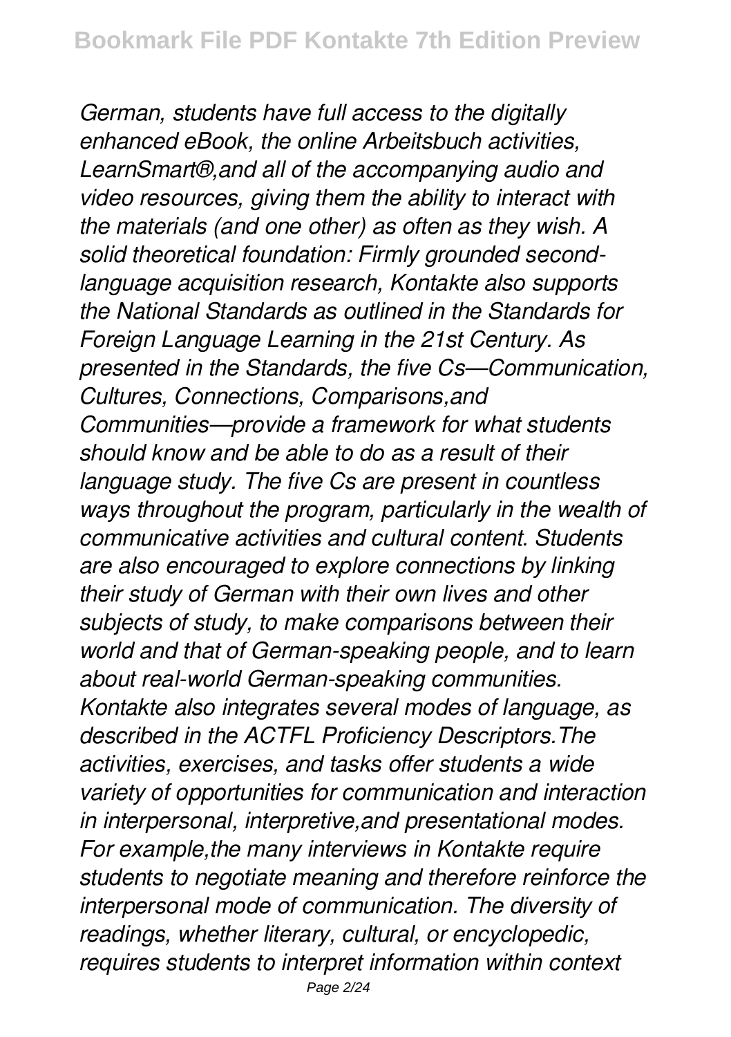*German, students have full access to the digitally enhanced eBook, the online Arbeitsbuch activities, LearnSmart®,and all of the accompanying audio and video resources, giving them the ability to interact with the materials (and one other) as often as they wish. A solid theoretical foundation: Firmly grounded second-language acquisition research, Kontakte also supports the National Standards as outlined in the Standards for Foreign Language Learning in the 21st Century. As presented in the Standards, the five Cs—Communication, Cultures, Connections, Comparisons,and Communities—provide a framework for what students should know and be able to do as a result of their language study. The five Cs are present in countless ways throughout the program, particularly in the wealth of communicative activities and cultural content. Students are also encouraged to explore connections by linking their study of German with their own lives and other subjects of study, to make comparisons between their world and that of German-speaking people, and to learn about real-world German-speaking communities. Kontakte also integrates several modes of language, as described in the ACTFL Proficiency Descriptors.The activities, exercises, and tasks offer students a wide variety of opportunities for communication and interaction in interpersonal, interpretive,and presentational modes. For example,the many interviews in Kontakte require students to negotiate meaning and therefore reinforce the interpersonal mode of communication. The diversity of readings, whether literary, cultural, or encyclopedic, requires students to interpret information within context*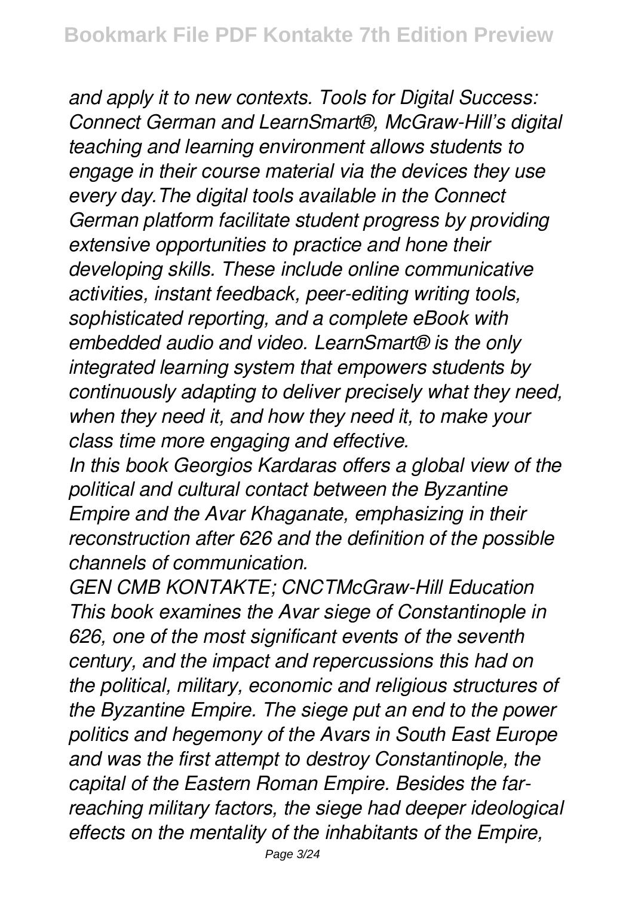*and apply it to new contexts. Tools for Digital Success: Connect German and LearnSmart®, McGraw-Hill's digital teaching and learning environment allows students to engage in their course material via the devices they use every day.The digital tools available in the Connect German platform facilitate student progress by providing extensive opportunities to practice and hone their developing skills. These include online communicative activities, instant feedback, peer-editing writing tools, sophisticated reporting, and a complete eBook with embedded audio and video. LearnSmart® is the only integrated learning system that empowers students by continuously adapting to deliver precisely what they need, when they need it, and how they need it, to make your class time more engaging and effective.*

*In this book Georgios Kardaras offers a global view of the political and cultural contact between the Byzantine Empire and the Avar Khaganate, emphasizing in their reconstruction after 626 and the definition of the possible channels of communication.*

*GEN CMB KONTAKTE; CNCTMcGraw-Hill Education*

*This book examines the Avar siege of Constantinople in 626, one of the most significant events of the seventh century, and the impact and repercussions this had on the political, military, economic and religious structures of the Byzantine Empire. The siege put an end to the power politics and hegemony of the Avars in South East Europe and was the first attempt to destroy Constantinople, the capital of the Eastern Roman Empire. Besides the far-reaching military factors, the siege had deeper ideological effects on the mentality of the inhabitants of the Empire,*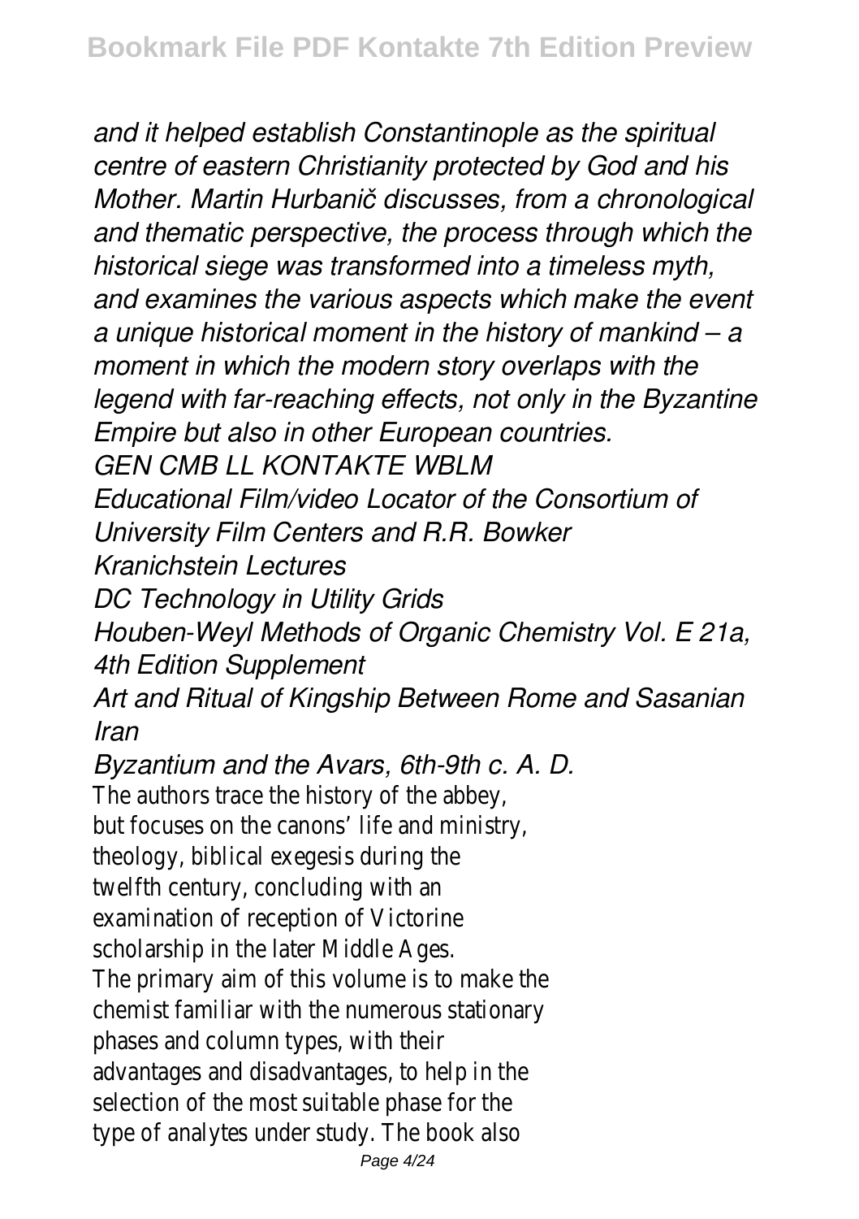*and it helped establish Constantinople as the spiritual centre of eastern Christianity protected by God and his Mother. Martin Hurbanič discusses, from a chronological and thematic perspective, the process through which the historical siege was transformed into a timeless myth, and examines the various aspects which make the event a unique historical moment in the history of mankind – a moment in which the modern story overlaps with the legend with far-reaching effects, not only in the Byzantine Empire but also in other European countries.*

*GEN CMB LL KONTAKTE WBLM*

*Educational Film/video Locator of the Consortium of University Film Centers and R.R. Bowker*

*Kranichstein Lectures*

*DC Technology in Utility Grids*

*Houben-Weyl Methods of Organic Chemistry Vol. E 21a, 4th Edition Supplement*

*Art and Ritual of Kingship Between Rome and Sasanian Iran*

*Byzantium and the Avars, 6th-9th c. A. D.*

The authors trace the history of the abbey, but focuses on the canons' life and ministry, theology, biblical exegesis during the twelfth century, concluding with an examination of reception of Victorine scholarship in the later Middle Ages.

The primary aim of this volume is to make the chemist familiar with the numerous stationary phases and column types, with their advantages and disadvantages, to help in the selection of the most suitable phase for the type of analytes under study. The book also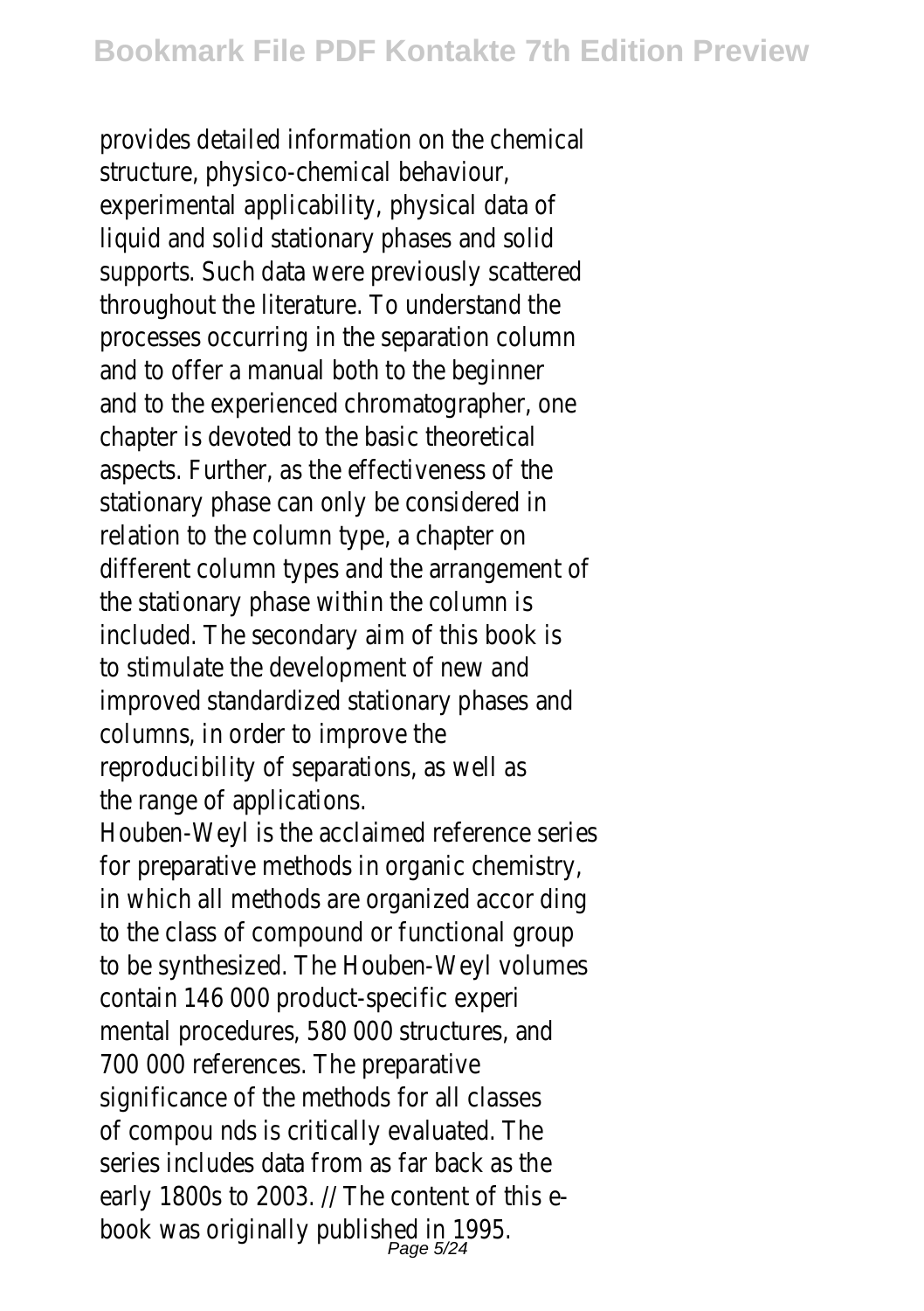provides detailed information on the chemical structure, physico-chemical behaviour, experimental applicability, physical data of liquid and solid stationary phases and solid supports. Such data were previously scattered throughout the literature. To understand the processes occurring in the separation column and to offer a manual both to the beginner and to the experienced chromatographer, one chapter is devoted to the basic theoretical aspects. Further, as the effectiveness of the stationary phase can only be considered in relation to the column type, a chapter on different column types and the arrangement of the stationary phase within the column is included. The secondary aim of this book is to stimulate the development of new and improved standardized stationary phases and columns, in order to improve the reproducibility of separations, as well as the range of applications.

Houben-Weyl is the acclaimed reference series for preparative methods in organic chemistry, in which all methods are organized accor ding to the class of compound or functional group to be synthesized. The Houben-Weyl volumes contain 146 000 product-specific experi mental procedures, 580 000 structures, and 700 000 references. The preparative significance of the methods for all classes of compou nds is critically evaluated. The series includes data from as far back as the early 1800s to 2003. // The content of this e-book was originally published in 1995.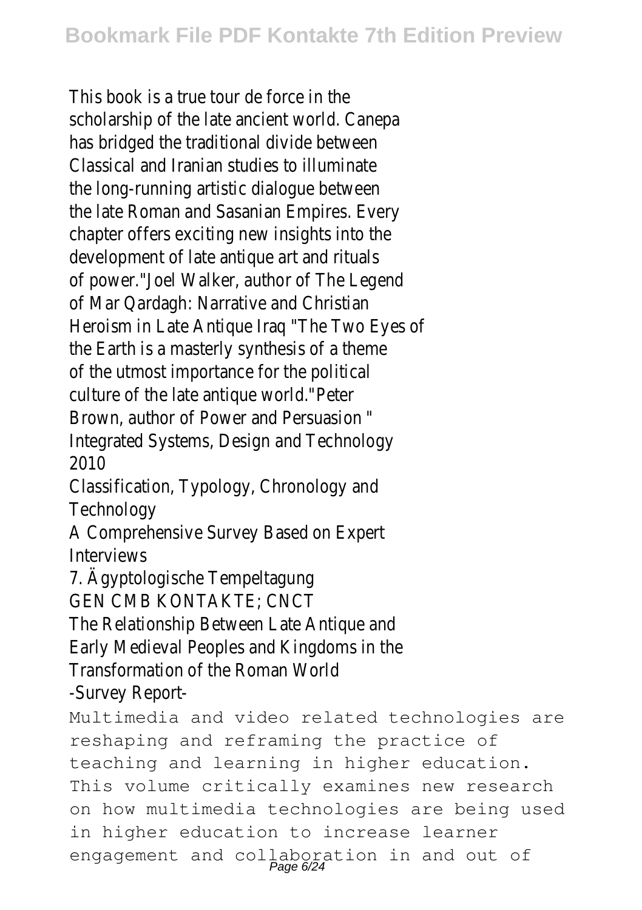This book is a true tour de force in the scholarship of the late ancient world. Canepa has bridged the traditional divide between Classical and Iranian studies to illuminate the long-running artistic dialogue between the late Roman and Sasanian Empires. Every chapter offers exciting new insights into the development of late antique art and rituals of power."Joel Walker, author of The Legend of Mar Qardagh: Narrative and Christian Heroism in Late Antique Iraq "The Two Eyes of the Earth is a masterly synthesis of a theme of the utmost importance for the political culture of the late antique world."Peter Brown, author of Power and Persuasion "

Integrated Systems, Design and Technology 2010

Classification, Typology, Chronology and Technology

A Comprehensive Survey Based on Expert Interviews

7. Ägyptologische Tempeltagung

GEN CMB KONTAKTE; CNCT

The Relationship Between Late Antique and Early Medieval Peoples and Kingdoms in the Transformation of the Roman World

-Survey Report-

Multimedia and video related technologies are reshaping and reframing the practice of teaching and learning in higher education. This volume critically examines new research on how multimedia technologies are being used in higher education to increase learner engagement and collaboration in and out of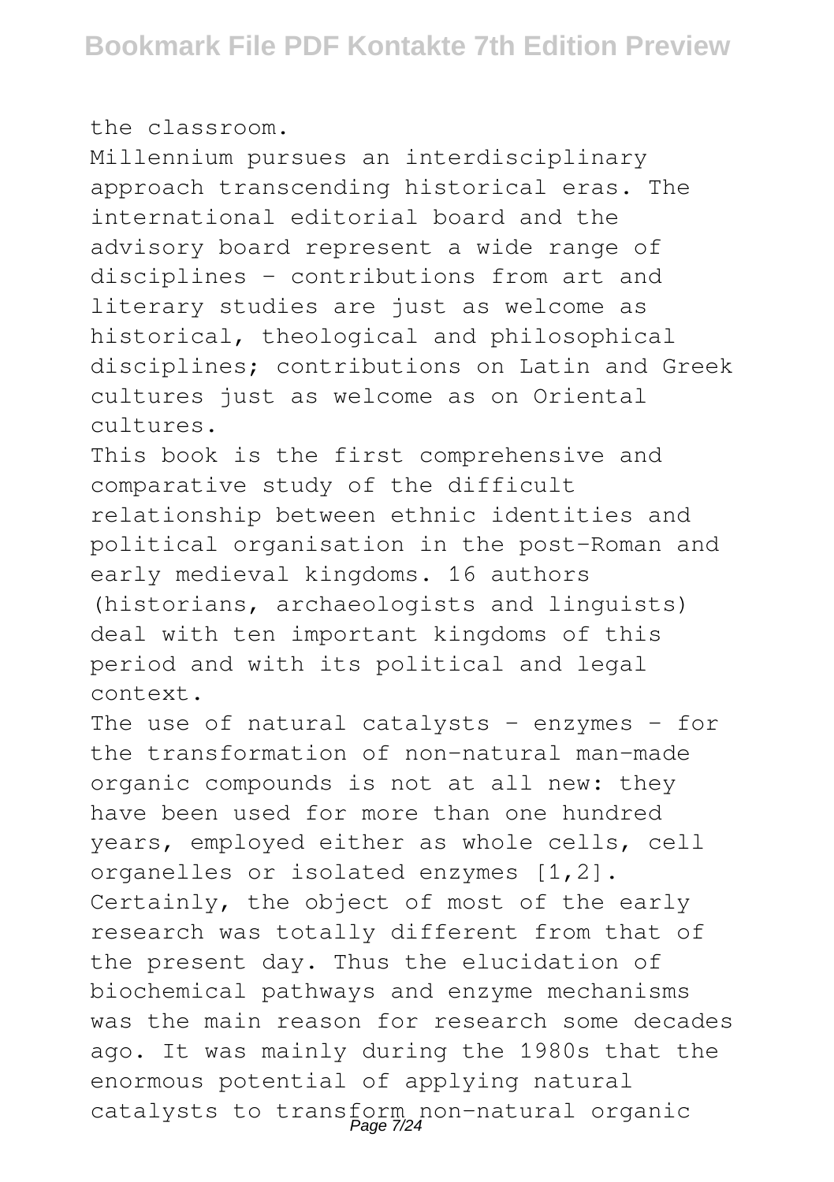the classroom.

Millennium pursues an interdisciplinary approach transcending historical eras. The international editorial board and the advisory board represent a wide range of disciplines – contributions from art and literary studies are just as welcome as historical, theological and philosophical disciplines; contributions on Latin and Greek cultures just as welcome as on Oriental cultures.

This book is the first comprehensive and comparative study of the difficult relationship between ethnic identities and political organisation in the post-Roman and early medieval kingdoms. 16 authors (historians, archaeologists and linguists) deal with ten important kingdoms of this period and with its political and legal context.

The use of natural catalysts - enzymes - for the transformation of non-natural man-made organic compounds is not at all new: they have been used for more than one hundred years, employed either as whole cells, cell organelles or isolated enzymes [1,2]. Certainly, the object of most of the early research was totally different from that of the present day. Thus the elucidation of biochemical pathways and enzyme mechanisms was the main reason for research some decades ago. It was mainly during the 1980s that the enormous potential of applying natural catalysts to transform non-natural organic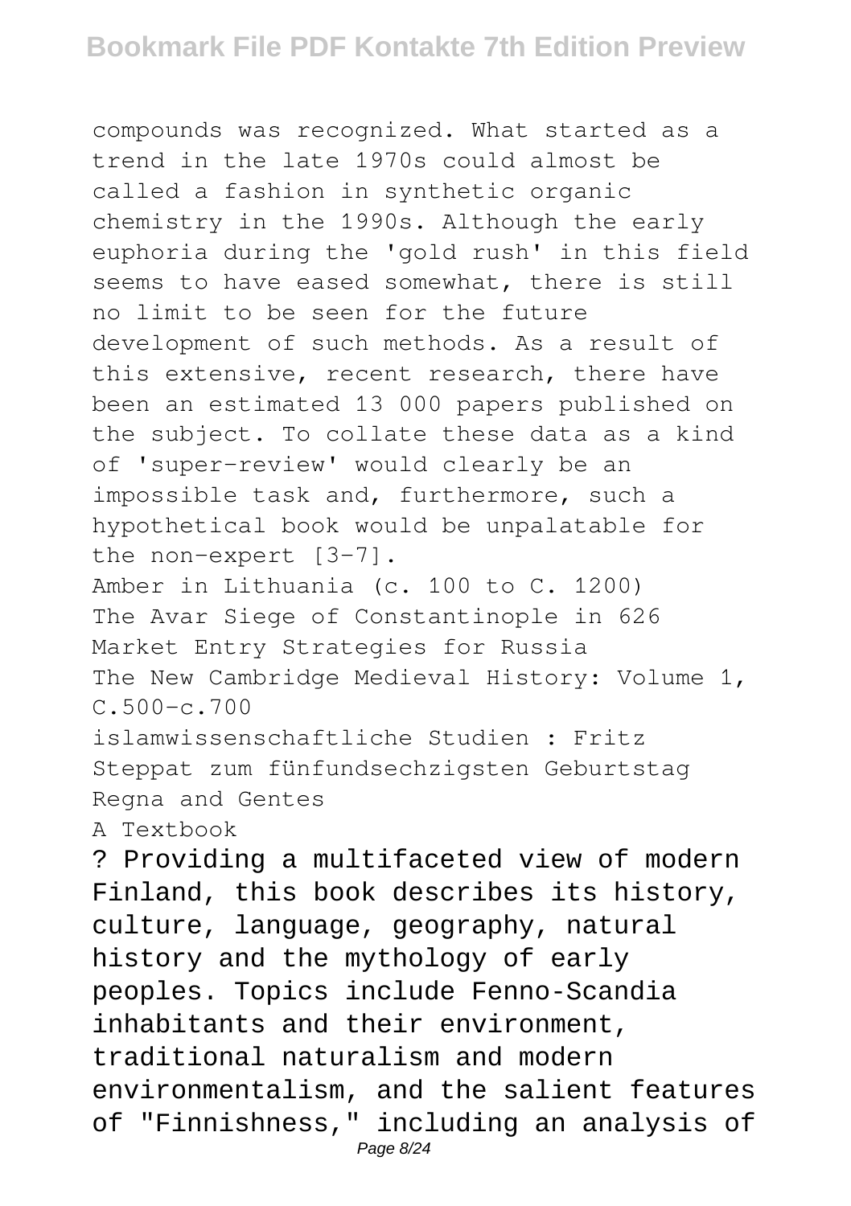compounds was recognized. What started as a trend in the late 1970s could almost be called a fashion in synthetic organic chemistry in the 1990s. Although the early euphoria during the 'gold rush' in this field seems to have eased somewhat, there is still no limit to be seen for the future development of such methods. As a result of this extensive, recent research, there have been an estimated 13 000 papers published on the subject. To collate these data as a kind of 'super-review' would clearly be an impossible task and, furthermore, such a hypothetical book would be unpalatable for the non-expert [3-7].

Amber in Lithuania (c. 100 to C. 1200)
The Avar Siege of Constantinople in 626
Market Entry Strategies for Russia
The New Cambridge Medieval History: Volume 1, C.500-c.700
islamwissenschaftliche Studien : Fritz Steppat zum fünfundsechzigsten Geburtstag
Regna and Gentes
A Textbook

? Providing a multifaceted view of modern Finland, this book describes its history, culture, language, geography, natural history and the mythology of early peoples. Topics include Fenno-Scandia inhabitants and their environment, traditional naturalism and modern environmentalism, and the salient features of "Finnishness," including an analysis of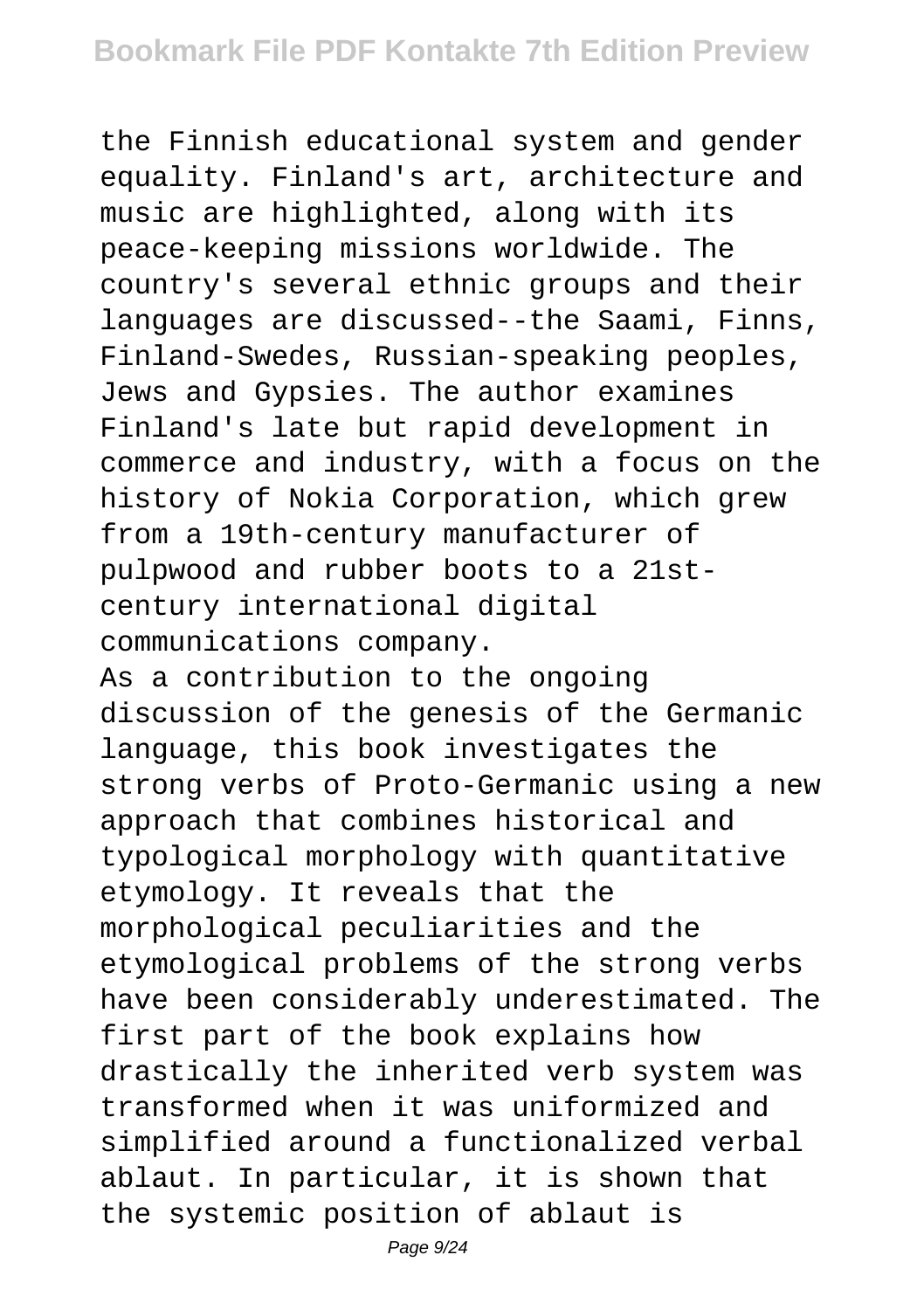the Finnish educational system and gender equality. Finland's art, architecture and music are highlighted, along with its peace-keeping missions worldwide. The country's several ethnic groups and their languages are discussed--the Saami, Finns, Finland-Swedes, Russian-speaking peoples, Jews and Gypsies. The author examines Finland's late but rapid development in commerce and industry, with a focus on the history of Nokia Corporation, which grew from a 19th-century manufacturer of pulpwood and rubber boots to a 21st-century international digital communications company.

As a contribution to the ongoing discussion of the genesis of the Germanic language, this book investigates the strong verbs of Proto-Germanic using a new approach that combines historical and typological morphology with quantitative etymology. It reveals that the morphological peculiarities and the etymological problems of the strong verbs have been considerably underestimated. The first part of the book explains how drastically the inherited verb system was transformed when it was uniformized and simplified around a functionalized verbal ablaut. In particular, it is shown that the systemic position of ablaut is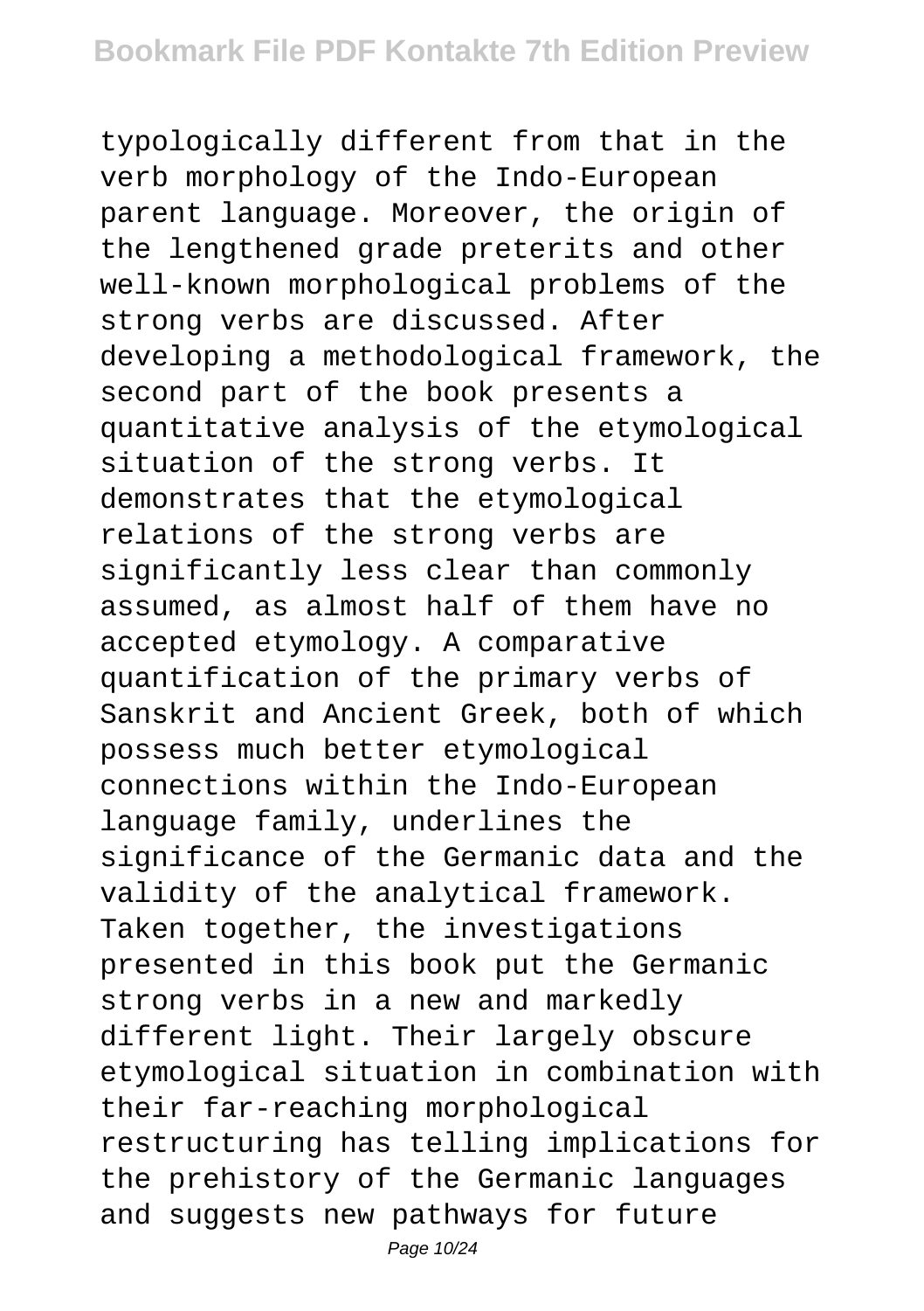typologically different from that in the verb morphology of the Indo-European parent language. Moreover, the origin of the lengthened grade preterits and other well-known morphological problems of the strong verbs are discussed. After developing a methodological framework, the second part of the book presents a quantitative analysis of the etymological situation of the strong verbs. It demonstrates that the etymological relations of the strong verbs are significantly less clear than commonly assumed, as almost half of them have no accepted etymology. A comparative quantification of the primary verbs of Sanskrit and Ancient Greek, both of which possess much better etymological connections within the Indo-European language family, underlines the significance of the Germanic data and the validity of the analytical framework. Taken together, the investigations presented in this book put the Germanic strong verbs in a new and markedly different light. Their largely obscure etymological situation in combination with their far-reaching morphological restructuring has telling implications for the prehistory of the Germanic languages and suggests new pathways for future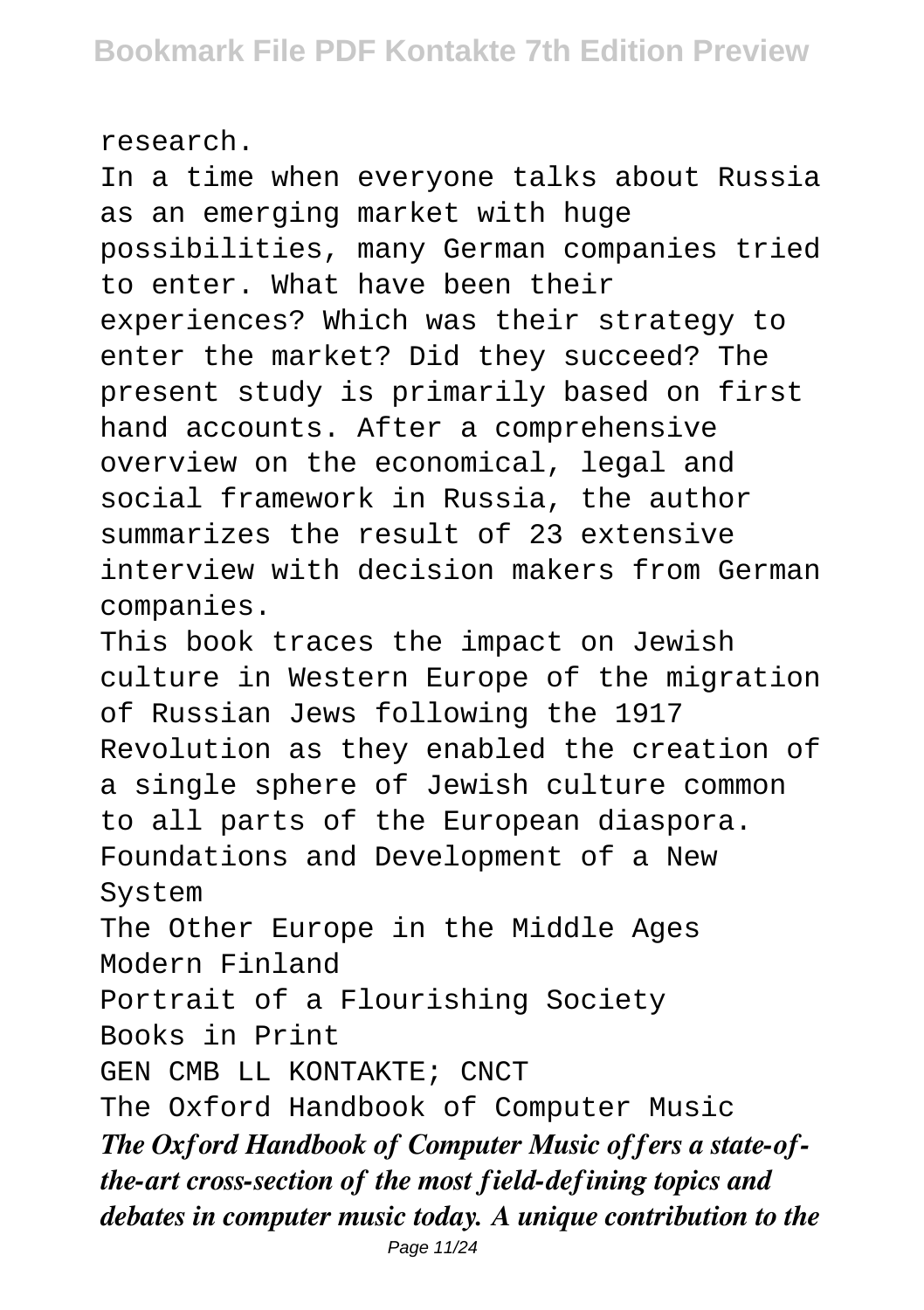research.

In a time when everyone talks about Russia as an emerging market with huge possibilities, many German companies tried to enter. What have been their experiences? Which was their strategy to enter the market? Did they succeed? The present study is primarily based on first hand accounts. After a comprehensive overview on the economical, legal and social framework in Russia, the author summarizes the result of 23 extensive interview with decision makers from German companies.

This book traces the impact on Jewish culture in Western Europe of the migration of Russian Jews following the 1917 Revolution as they enabled the creation of a single sphere of Jewish culture common to all parts of the European diaspora.

Foundations and Development of a New System

The Other Europe in the Middle Ages

Modern Finland

Portrait of a Flourishing Society

Books in Print

GEN CMB LL KONTAKTE; CNCT

The Oxford Handbook of Computer Music

***The Oxford Handbook of Computer Music offers a state-of-the-art cross-section of the most field-defining topics and debates in computer music today. A unique contribution to the***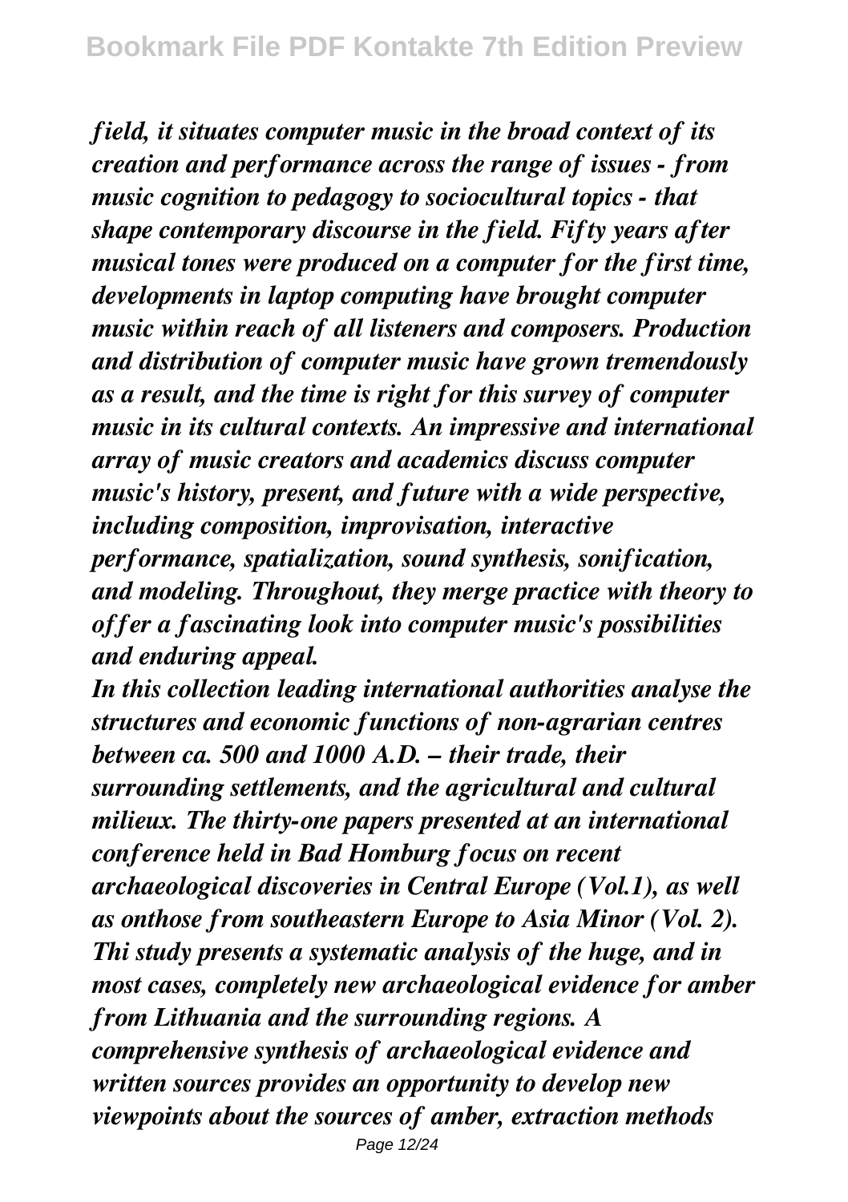*field, it situates computer music in the broad context of its creation and performance across the range of issues - from music cognition to pedagogy to sociocultural topics - that shape contemporary discourse in the field. Fifty years after musical tones were produced on a computer for the first time, developments in laptop computing have brought computer music within reach of all listeners and composers. Production and distribution of computer music have grown tremendously as a result, and the time is right for this survey of computer music in its cultural contexts. An impressive and international array of music creators and academics discuss computer music's history, present, and future with a wide perspective, including composition, improvisation, interactive performance, spatialization, sound synthesis, sonification, and modeling. Throughout, they merge practice with theory to offer a fascinating look into computer music's possibilities and enduring appeal.*

*In this collection leading international authorities analyse the structures and economic functions of non-agrarian centres between ca. 500 and 1000 A.D. – their trade, their surrounding settlements, and the agricultural and cultural milieux. The thirty-one papers presented at an international conference held in Bad Homburg focus on recent archaeological discoveries in Central Europe (Vol.1), as well as onthose from southeastern Europe to Asia Minor (Vol. 2).*

*Thi study presents a systematic analysis of the huge, and in most cases, completely new archaeological evidence for amber from Lithuania and the surrounding regions. A comprehensive synthesis of archaeological evidence and written sources provides an opportunity to develop new viewpoints about the sources of amber, extraction methods*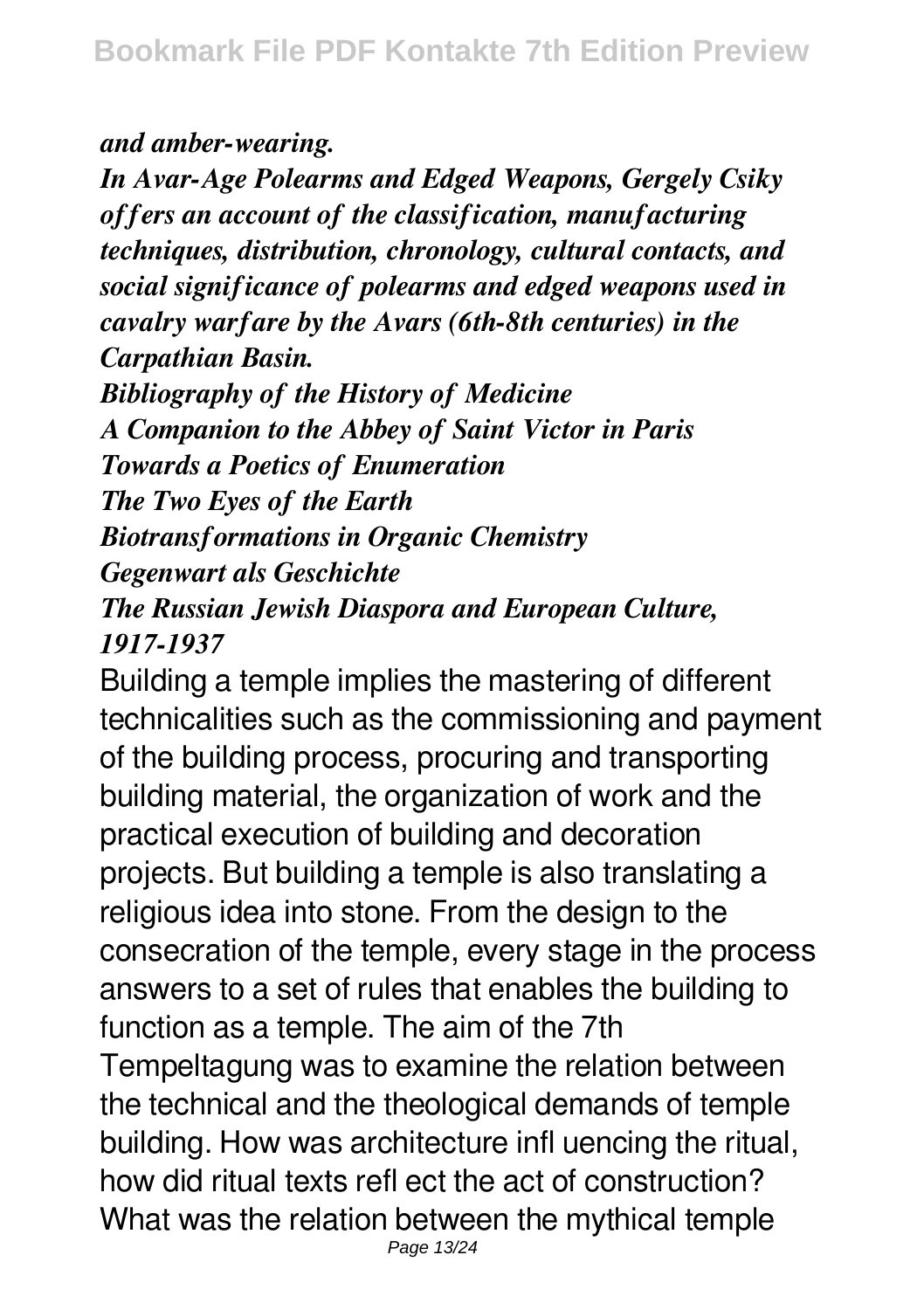*and amber-wearing.*

*In Avar-Age Polearms and Edged Weapons, Gergely Csiky offers an account of the classification, manufacturing techniques, distribution, chronology, cultural contacts, and social significance of polearms and edged weapons used in cavalry warfare by the Avars (6th-8th centuries) in the Carpathian Basin.*

*Bibliography of the History of Medicine*
*A Companion to the Abbey of Saint Victor in Paris*
*Towards a Poetics of Enumeration*
*The Two Eyes of the Earth*
*Biotransformations in Organic Chemistry*
*Gegenwart als Geschichte*
*The Russian Jewish Diaspora and European Culture, 1917-1937*

Building a temple implies the mastering of different technicalities such as the commissioning and payment of the building process, procuring and transporting building material, the organization of work and the practical execution of building and decoration projects. But building a temple is also translating a religious idea into stone. From the design to the consecration of the temple, every stage in the process answers to a set of rules that enables the building to function as a temple. The aim of the 7th Tempeltagung was to examine the relation between the technical and the theological demands of temple building. How was architecture infl uencing the ritual, how did ritual texts refl ect the act of construction? What was the relation between the mythical temple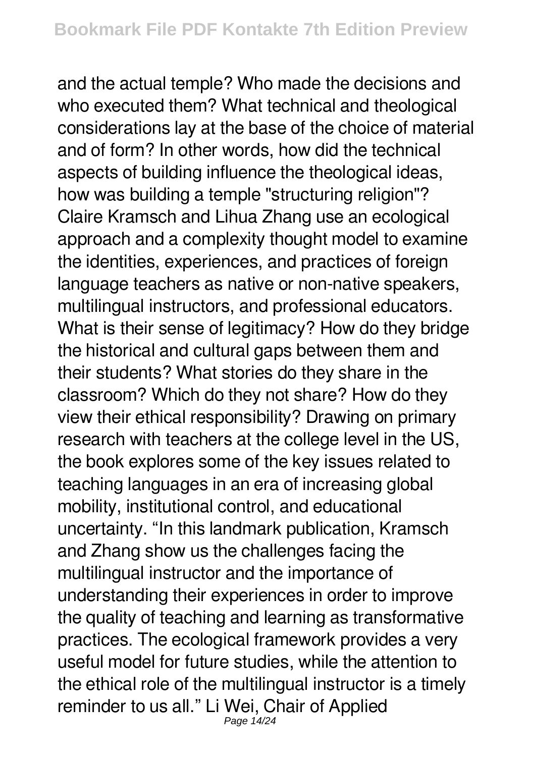and the actual temple? Who made the decisions and who executed them? What technical and theological considerations lay at the base of the choice of material and of form? In other words, how did the technical aspects of building influence the theological ideas, how was building a temple "structuring religion"? Claire Kramsch and Lihua Zhang use an ecological approach and a complexity thought model to examine the identities, experiences, and practices of foreign language teachers as native or non-native speakers, multilingual instructors, and professional educators. What is their sense of legitimacy? How do they bridge the historical and cultural gaps between them and their students? What stories do they share in the classroom? Which do they not share? How do they view their ethical responsibility? Drawing on primary research with teachers at the college level in the US, the book explores some of the key issues related to teaching languages in an era of increasing global mobility, institutional control, and educational uncertainty. "In this landmark publication, Kramsch and Zhang show us the challenges facing the multilingual instructor and the importance of understanding their experiences in order to improve the quality of teaching and learning as transformative practices. The ecological framework provides a very useful model for future studies, while the attention to the ethical role of the multilingual instructor is a timely reminder to us all." Li Wei, Chair of Applied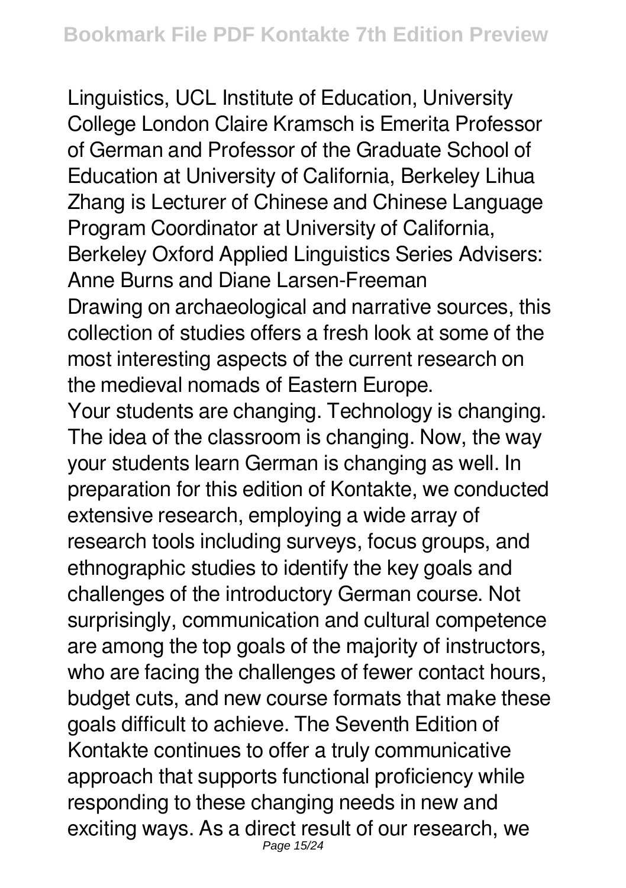Linguistics, UCL Institute of Education, University College London Claire Kramsch is Emerita Professor of German and Professor of the Graduate School of Education at University of California, Berkeley Lihua Zhang is Lecturer of Chinese and Chinese Language Program Coordinator at University of California, Berkeley Oxford Applied Linguistics Series Advisers: Anne Burns and Diane Larsen-Freeman

Drawing on archaeological and narrative sources, this collection of studies offers a fresh look at some of the most interesting aspects of the current research on the medieval nomads of Eastern Europe.

Your students are changing. Technology is changing. The idea of the classroom is changing. Now, the way your students learn German is changing as well. In preparation for this edition of Kontakte, we conducted extensive research, employing a wide array of research tools including surveys, focus groups, and ethnographic studies to identify the key goals and challenges of the introductory German course. Not surprisingly, communication and cultural competence are among the top goals of the majority of instructors, who are facing the challenges of fewer contact hours, budget cuts, and new course formats that make these goals difficult to achieve. The Seventh Edition of Kontakte continues to offer a truly communicative approach that supports functional proficiency while responding to these changing needs in new and exciting ways. As a direct result of our research, we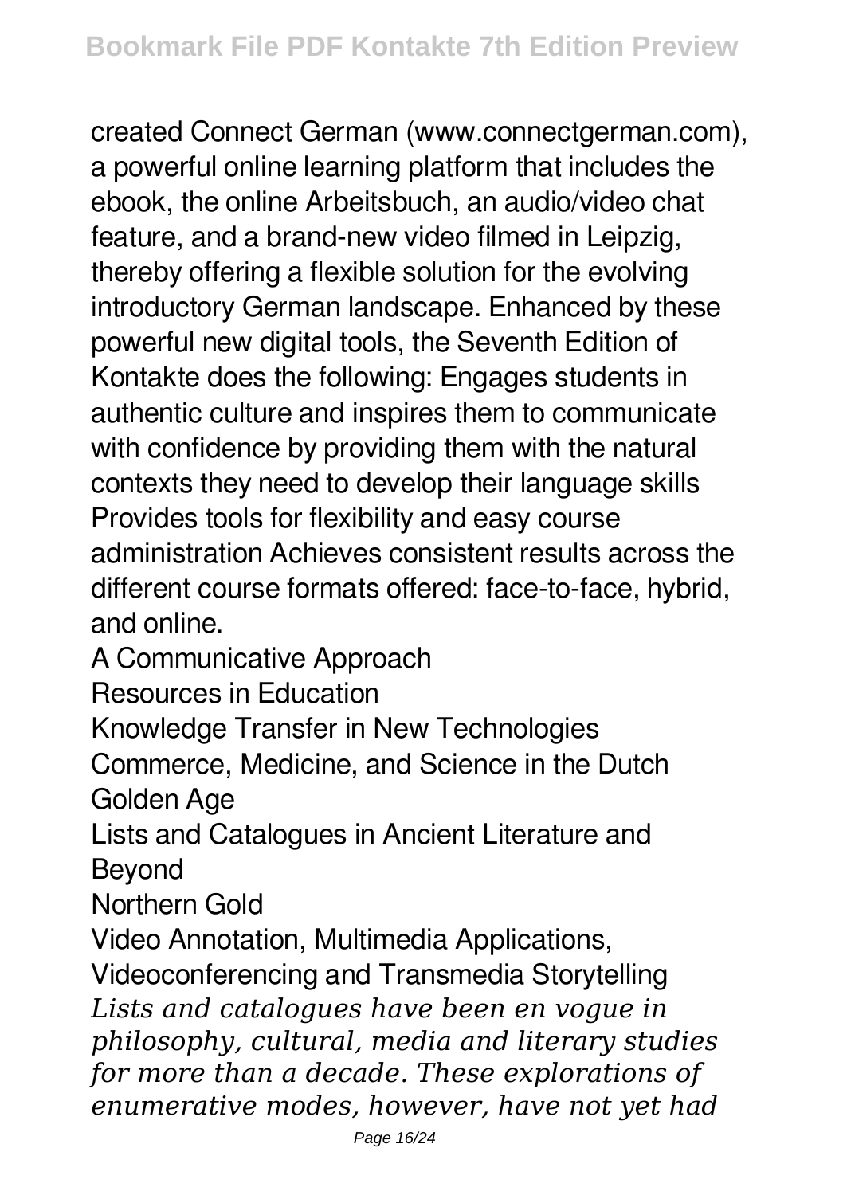created Connect German (www.connectgerman.com), a powerful online learning platform that includes the ebook, the online Arbeitsbuch, an audio/video chat feature, and a brand-new video filmed in Leipzig, thereby offering a flexible solution for the evolving introductory German landscape. Enhanced by these powerful new digital tools, the Seventh Edition of Kontakte does the following: Engages students in authentic culture and inspires them to communicate with confidence by providing them with the natural contexts they need to develop their language skills Provides tools for flexibility and easy course administration Achieves consistent results across the different course formats offered: face-to-face, hybrid, and online.

A Communicative Approach

Resources in Education

Knowledge Transfer in New Technologies

Commerce, Medicine, and Science in the Dutch Golden Age

Lists and Catalogues in Ancient Literature and Beyond

Northern Gold

Video Annotation, Multimedia Applications, Videoconferencing and Transmedia Storytelling

*Lists and catalogues have been en vogue in philosophy, cultural, media and literary studies for more than a decade. These explorations of enumerative modes, however, have not yet had*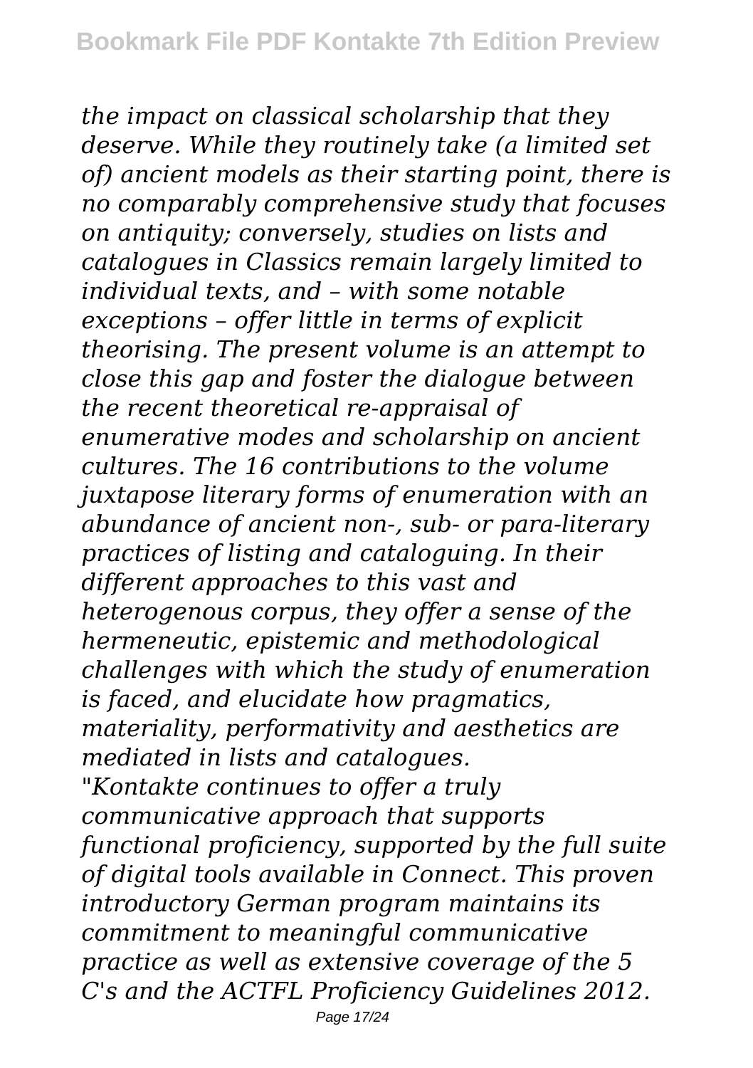*the impact on classical scholarship that they deserve. While they routinely take (a limited set of) ancient models as their starting point, there is no comparably comprehensive study that focuses on antiquity; conversely, studies on lists and catalogues in Classics remain largely limited to individual texts, and – with some notable exceptions – offer little in terms of explicit theorising. The present volume is an attempt to close this gap and foster the dialogue between the recent theoretical re-appraisal of enumerative modes and scholarship on ancient cultures. The 16 contributions to the volume juxtapose literary forms of enumeration with an abundance of ancient non-, sub- or para-literary practices of listing and cataloguing. In their different approaches to this vast and heterogenous corpus, they offer a sense of the hermeneutic, epistemic and methodological challenges with which the study of enumeration is faced, and elucidate how pragmatics, materiality, performativity and aesthetics are mediated in lists and catalogues.*

*"Kontakte continues to offer a truly communicative approach that supports functional proficiency, supported by the full suite of digital tools available in Connect. This proven introductory German program maintains its commitment to meaningful communicative practice as well as extensive coverage of the 5 C's and the ACTFL Proficiency Guidelines 2012.*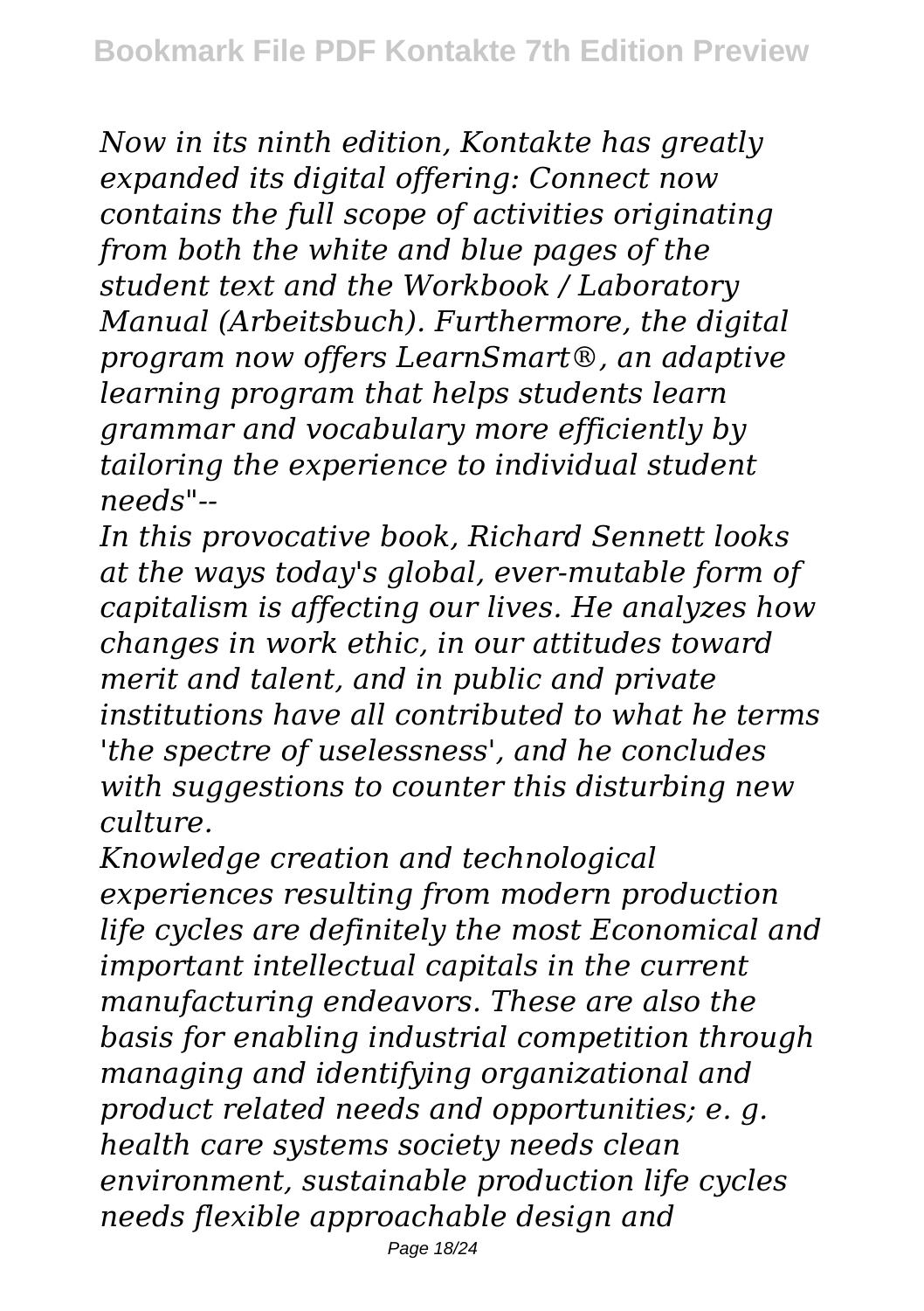*Now in its ninth edition, Kontakte has greatly expanded its digital offering: Connect now contains the full scope of activities originating from both the white and blue pages of the student text and the Workbook / Laboratory Manual (Arbeitsbuch). Furthermore, the digital program now offers LearnSmart®, an adaptive learning program that helps students learn grammar and vocabulary more efficiently by tailoring the experience to individual student needs"--*

*In this provocative book, Richard Sennett looks at the ways today's global, ever-mutable form of capitalism is affecting our lives. He analyzes how changes in work ethic, in our attitudes toward merit and talent, and in public and private institutions have all contributed to what he terms 'the spectre of uselessness', and he concludes with suggestions to counter this disturbing new culture.*

*Knowledge creation and technological experiences resulting from modern production life cycles are definitely the most Economical and important intellectual capitals in the current manufacturing endeavors. These are also the basis for enabling industrial competition through managing and identifying organizational and product related needs and opportunities; e. g. health care systems society needs clean environment, sustainable production life cycles needs flexible approachable design and*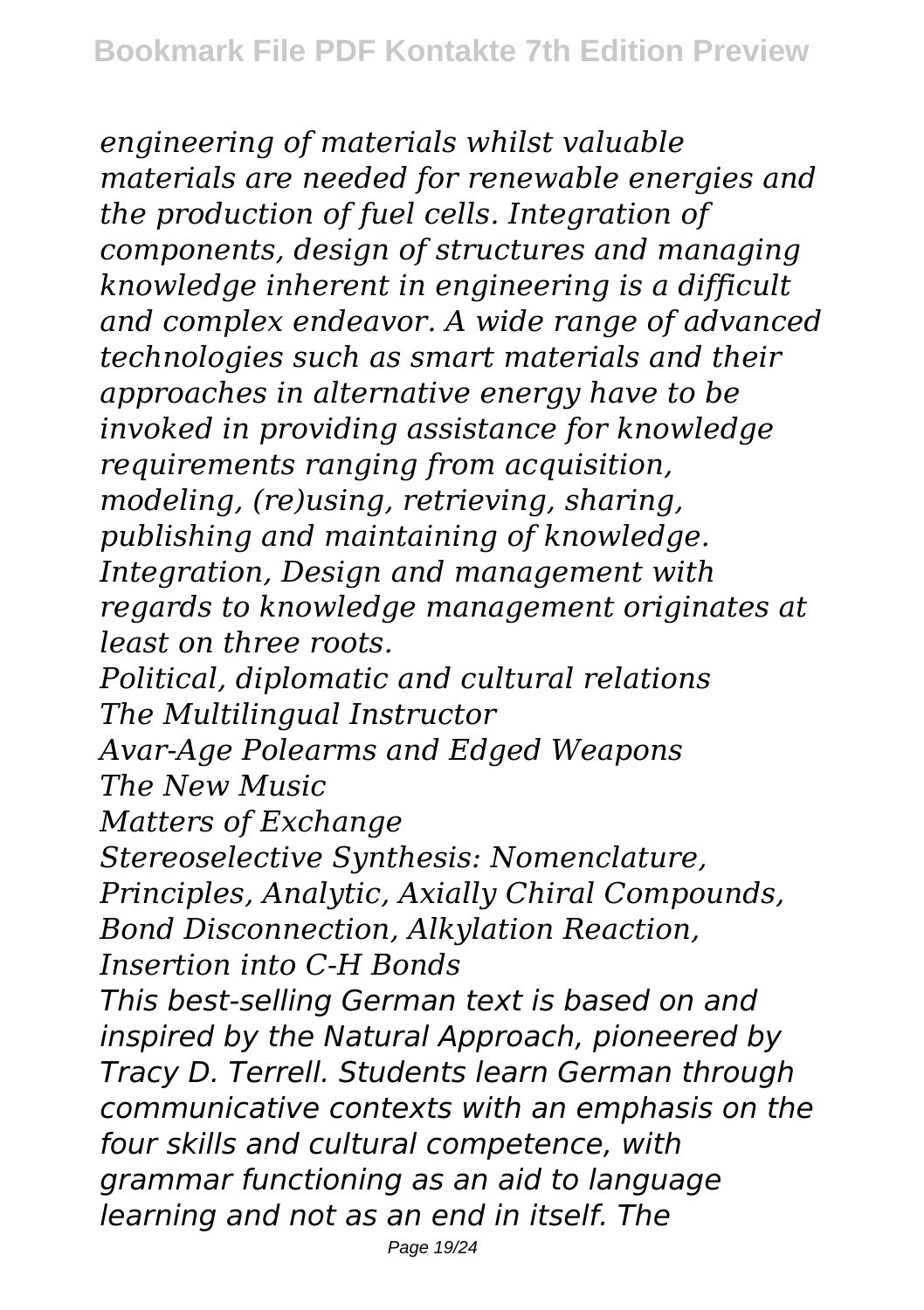*engineering of materials whilst valuable materials are needed for renewable energies and the production of fuel cells. Integration of components, design of structures and managing knowledge inherent in engineering is a difficult and complex endeavor. A wide range of advanced technologies such as smart materials and their approaches in alternative energy have to be invoked in providing assistance for knowledge requirements ranging from acquisition, modeling, (re)using, retrieving, sharing, publishing and maintaining of knowledge. Integration, Design and management with regards to knowledge management originates at least on three roots.*

*Political, diplomatic and cultural relations*

*The Multilingual Instructor*

*Avar-Age Polearms and Edged Weapons*

*The New Music*

*Matters of Exchange*

*Stereoselective Synthesis: Nomenclature, Principles, Analytic, Axially Chiral Compounds, Bond Disconnection, Alkylation Reaction, Insertion into C-H Bonds*

*This best-selling German text is based on and inspired by the Natural Approach, pioneered by Tracy D. Terrell. Students learn German through communicative contexts with an emphasis on the four skills and cultural competence, with grammar functioning as an aid to language learning and not as an end in itself. The*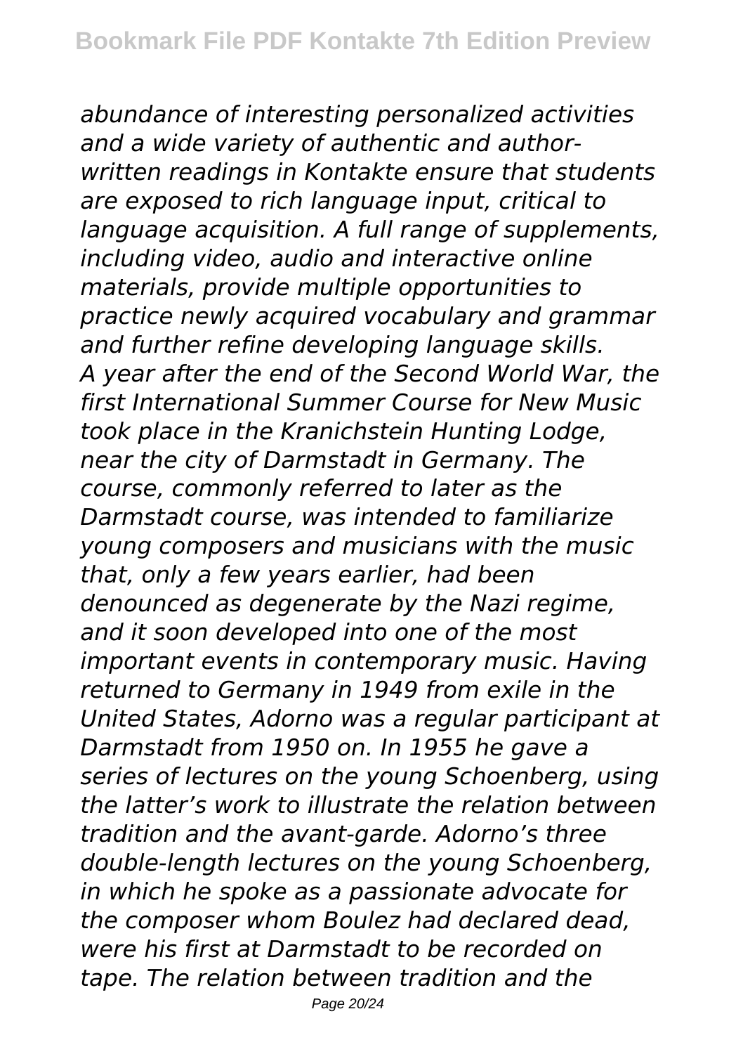*abundance of interesting personalized activities and a wide variety of authentic and author-written readings in Kontakte ensure that students are exposed to rich language input, critical to language acquisition. A full range of supplements, including video, audio and interactive online materials, provide multiple opportunities to practice newly acquired vocabulary and grammar and further refine developing language skills.*

*A year after the end of the Second World War, the first International Summer Course for New Music took place in the Kranichstein Hunting Lodge, near the city of Darmstadt in Germany. The course, commonly referred to later as the Darmstadt course, was intended to familiarize young composers and musicians with the music that, only a few years earlier, had been denounced as degenerate by the Nazi regime, and it soon developed into one of the most important events in contemporary music. Having returned to Germany in 1949 from exile in the United States, Adorno was a regular participant at Darmstadt from 1950 on. In 1955 he gave a series of lectures on the young Schoenberg, using the latter's work to illustrate the relation between tradition and the avant-garde. Adorno's three double-length lectures on the young Schoenberg, in which he spoke as a passionate advocate for the composer whom Boulez had declared dead, were his first at Darmstadt to be recorded on tape. The relation between tradition and the*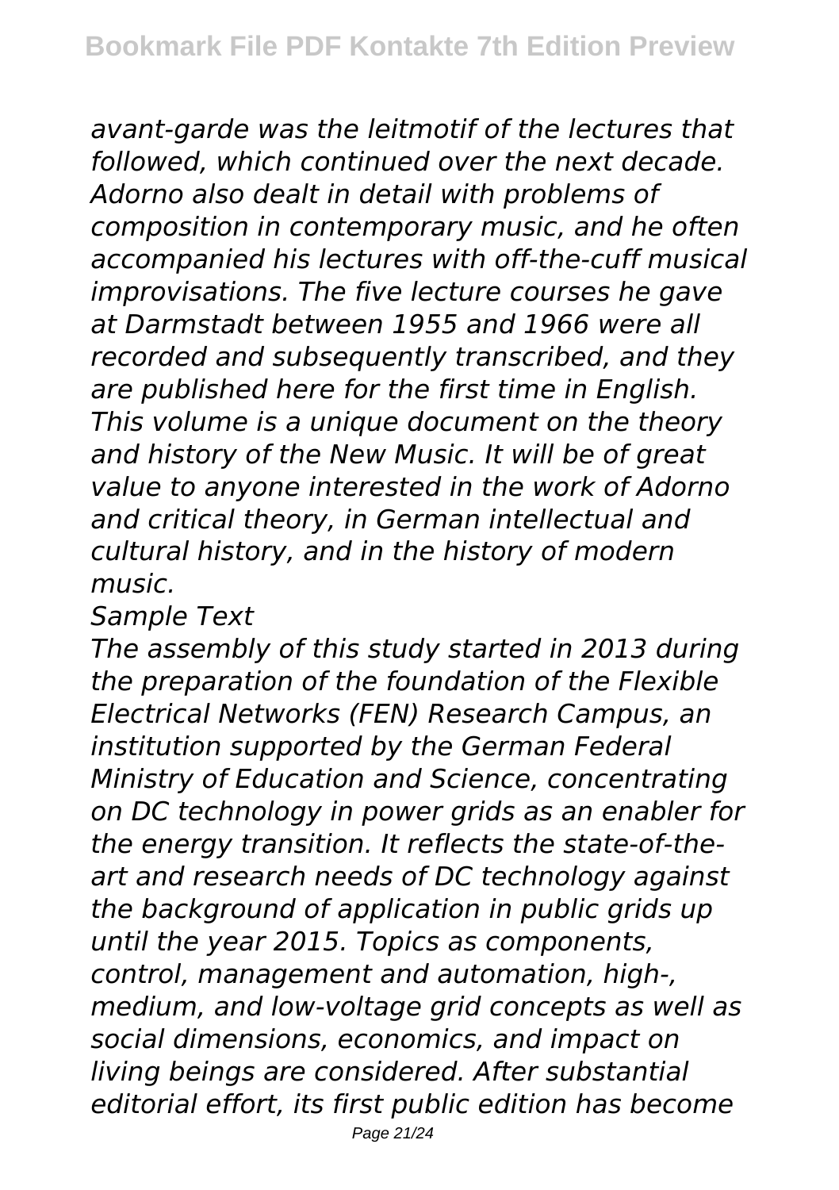*avant-garde was the leitmotif of the lectures that followed, which continued over the next decade. Adorno also dealt in detail with problems of composition in contemporary music, and he often accompanied his lectures with off-the-cuff musical improvisations. The five lecture courses he gave at Darmstadt between 1955 and 1966 were all recorded and subsequently transcribed, and they are published here for the first time in English. This volume is a unique document on the theory and history of the New Music. It will be of great value to anyone interested in the work of Adorno and critical theory, in German intellectual and cultural history, and in the history of modern music.*

*Sample Text*

*The assembly of this study started in 2013 during the preparation of the foundation of the Flexible Electrical Networks (FEN) Research Campus, an institution supported by the German Federal Ministry of Education and Science, concentrating on DC technology in power grids as an enabler for the energy transition. It reflects the state-of-the-art and research needs of DC technology against the background of application in public grids up until the year 2015. Topics as components, control, management and automation, high-, medium, and low-voltage grid concepts as well as social dimensions, economics, and impact on living beings are considered. After substantial editorial effort, its first public edition has become*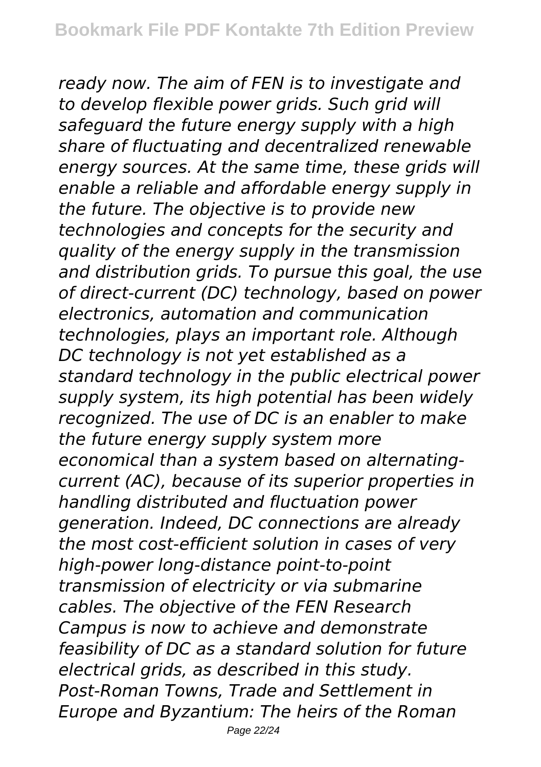*ready now. The aim of FEN is to investigate and to develop flexible power grids. Such grid will safeguard the future energy supply with a high share of fluctuating and decentralized renewable energy sources. At the same time, these grids will enable a reliable and affordable energy supply in the future. The objective is to provide new technologies and concepts for the security and quality of the energy supply in the transmission and distribution grids. To pursue this goal, the use of direct-current (DC) technology, based on power electronics, automation and communication technologies, plays an important role. Although DC technology is not yet established as a standard technology in the public electrical power supply system, its high potential has been widely recognized. The use of DC is an enabler to make the future energy supply system more economical than a system based on alternating-current (AC), because of its superior properties in handling distributed and fluctuation power generation. Indeed, DC connections are already the most cost-efficient solution in cases of very high-power long-distance point-to-point transmission of electricity or via submarine cables. The objective of the FEN Research Campus is now to achieve and demonstrate feasibility of DC as a standard solution for future electrical grids, as described in this study.*

*Post-Roman Towns, Trade and Settlement in Europe and Byzantium: The heirs of the Roman*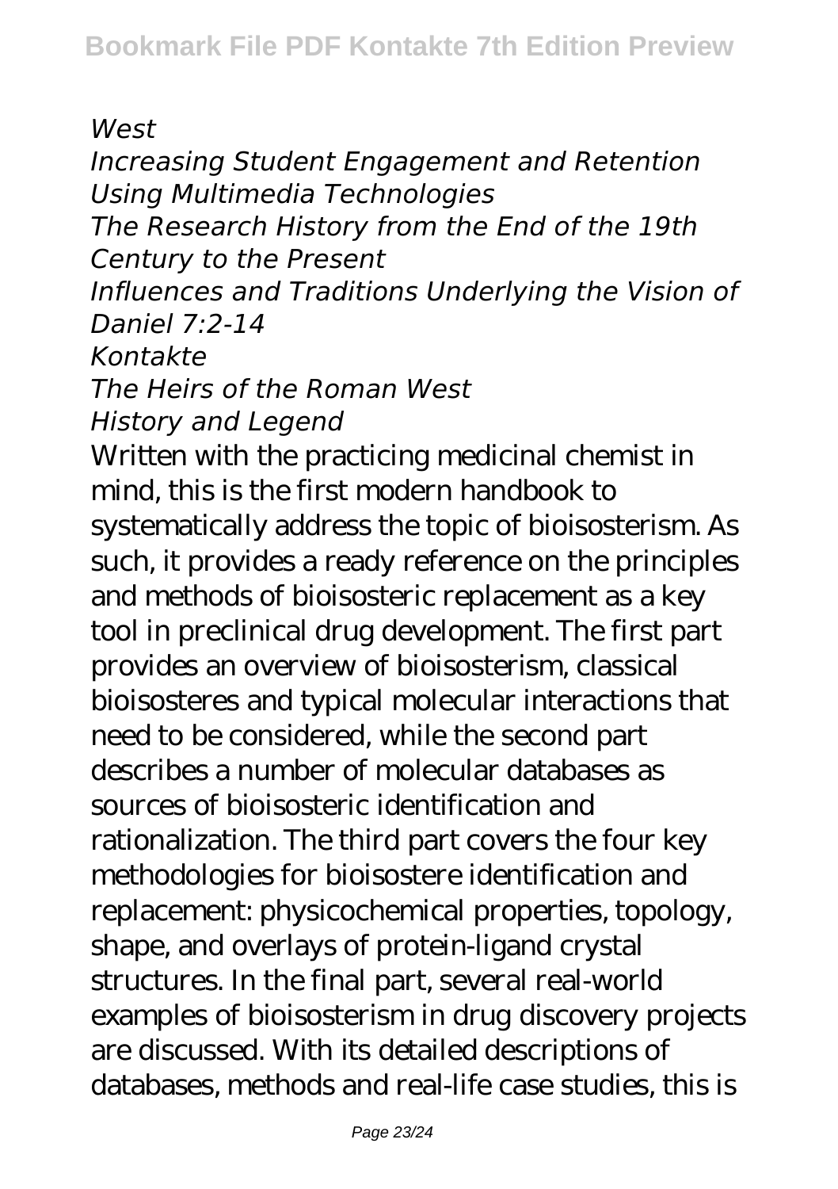*West*

*Increasing Student Engagement and Retention Using Multimedia Technologies*

*The Research History from the End of the 19th Century to the Present*

*Influences and Traditions Underlying the Vision of Daniel 7:2-14*

*Kontakte*

*The Heirs of the Roman West*

*History and Legend*

Written with the practicing medicinal chemist in mind, this is the first modern handbook to systematically address the topic of bioisosterism. As such, it provides a ready reference on the principles and methods of bioisosteric replacement as a key tool in preclinical drug development. The first part provides an overview of bioisosterism, classical bioisosteres and typical molecular interactions that need to be considered, while the second part describes a number of molecular databases as sources of bioisosteric identification and rationalization. The third part covers the four key methodologies for bioisostere identification and replacement: physicochemical properties, topology, shape, and overlays of protein-ligand crystal structures. In the final part, several real-world examples of bioisosterism in drug discovery projects are discussed. With its detailed descriptions of databases, methods and real-life case studies, this is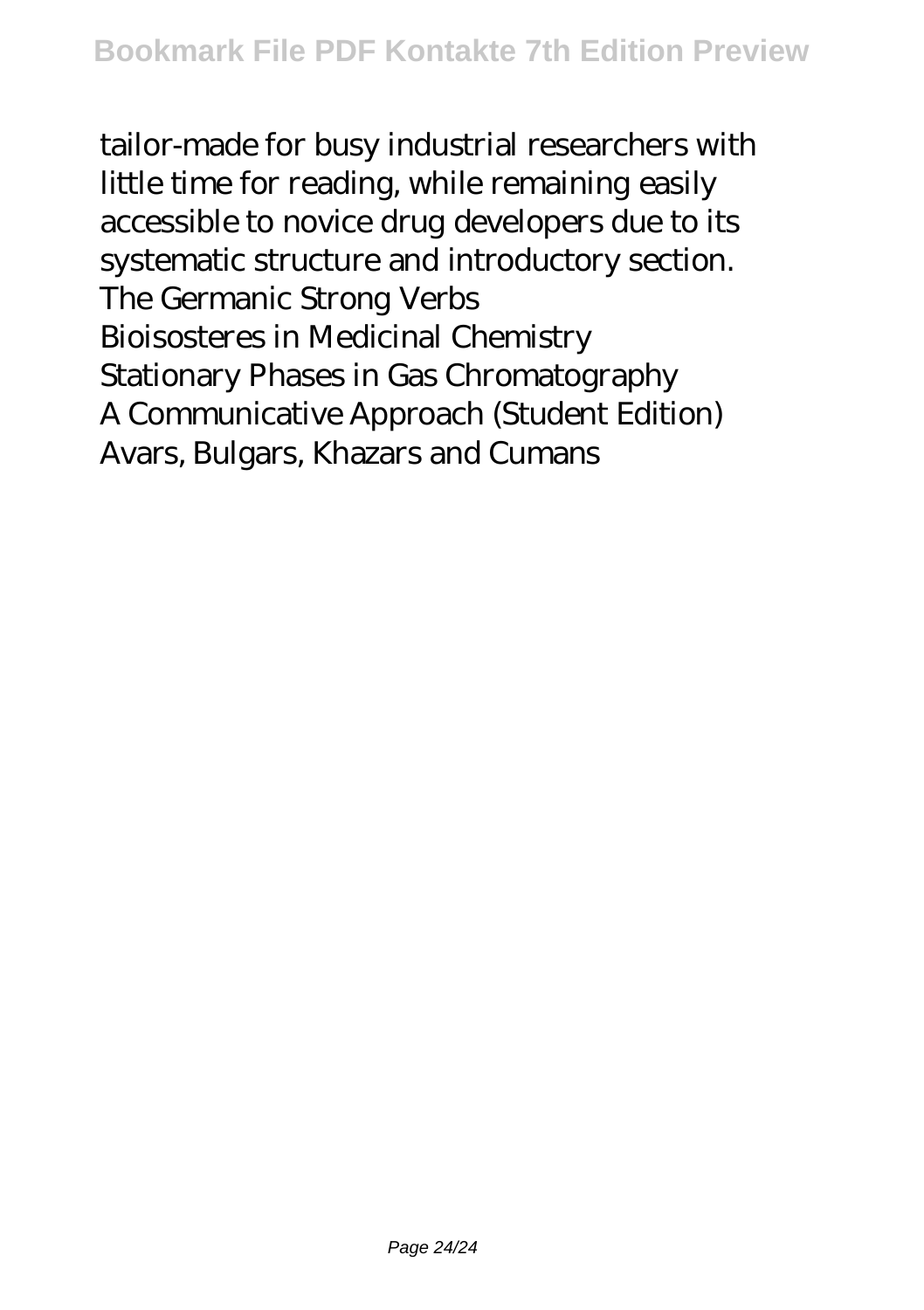tailor-made for busy industrial researchers with little time for reading, while remaining easily accessible to novice drug developers due to its systematic structure and introductory section.

The Germanic Strong Verbs

Bioisosteres in Medicinal Chemistry

Stationary Phases in Gas Chromatography

A Communicative Approach (Student Edition)

Avars, Bulgars, Khazars and Cumans